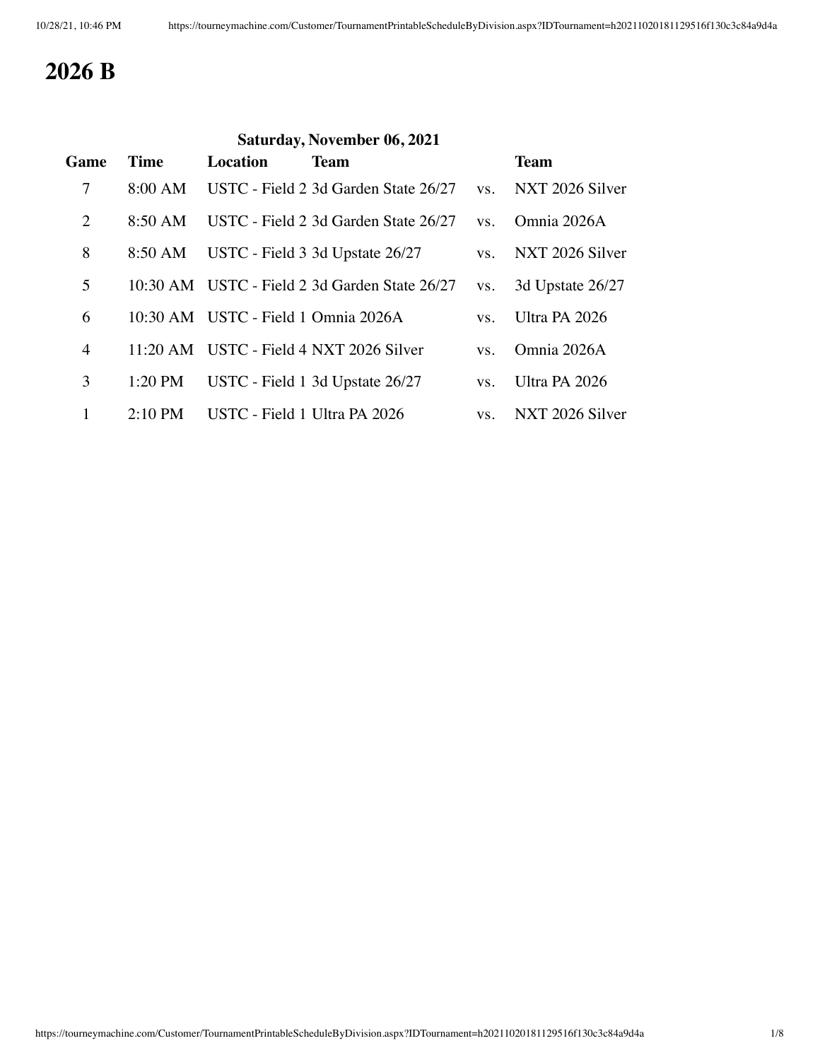# 2026 B

**Saturday, November 06, 2021**

| Game | Time | Location | Team | | Team |
|---|---|---|---|---|---|
| 7 | 8:00 AM | USTC - Field 2 | 3d Garden State 26/27 | vs. | NXT 2026 Silver |
| 2 | 8:50 AM | USTC - Field 2 | 3d Garden State 26/27 | vs. | Omnia 2026A |
| 8 | 8:50 AM | USTC - Field 3 | 3d Upstate 26/27 | vs. | NXT 2026 Silver |
| 5 | 10:30 AM | USTC - Field 2 | 3d Garden State 26/27 | vs. | 3d Upstate 26/27 |
| 6 | 10:30 AM | USTC - Field 1 | Omnia 2026A | vs. | Ultra PA 2026 |
| 4 | 11:20 AM | USTC - Field 4 | NXT 2026 Silver | vs. | Omnia 2026A |
| 3 | 1:20 PM | USTC - Field 1 | 3d Upstate 26/27 | vs. | Ultra PA 2026 |
| 1 | 2:10 PM | USTC - Field 1 | Ultra PA 2026 | vs. | NXT 2026 Silver |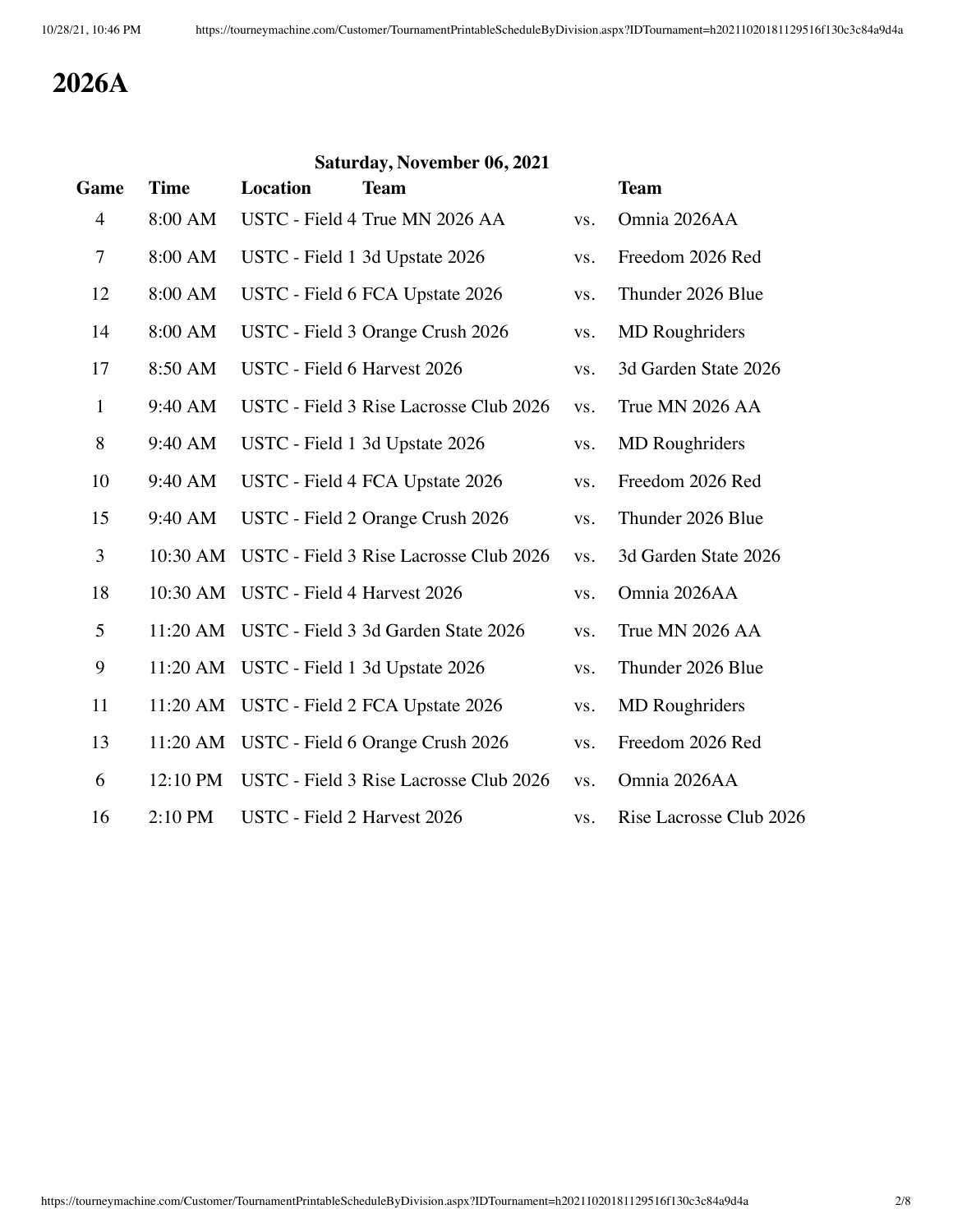# 2026A

**Saturday, November 06, 2021**

| Game | Time | Location | Team | | Team |
|---|---|---|---|---|---|
| 4 | 8:00 AM | USTC - Field 4 | True MN 2026 AA | vs. | Omnia 2026AA |
| 7 | 8:00 AM | USTC - Field 1 | 3d Upstate 2026 | vs. | Freedom 2026 Red |
| 12 | 8:00 AM | USTC - Field 6 | FCA Upstate 2026 | vs. | Thunder 2026 Blue |
| 14 | 8:00 AM | USTC - Field 3 | Orange Crush 2026 | vs. | MD Roughriders |
| 17 | 8:50 AM | USTC - Field 6 | Harvest 2026 | vs. | 3d Garden State 2026 |
| 1 | 9:40 AM | USTC - Field 3 | Rise Lacrosse Club 2026 | vs. | True MN 2026 AA |
| 8 | 9:40 AM | USTC - Field 1 | 3d Upstate 2026 | vs. | MD Roughriders |
| 10 | 9:40 AM | USTC - Field 4 | FCA Upstate 2026 | vs. | Freedom 2026 Red |
| 15 | 9:40 AM | USTC - Field 2 | Orange Crush 2026 | vs. | Thunder 2026 Blue |
| 3 | 10:30 AM | USTC - Field 3 | Rise Lacrosse Club 2026 | vs. | 3d Garden State 2026 |
| 18 | 10:30 AM | USTC - Field 4 | Harvest 2026 | vs. | Omnia 2026AA |
| 5 | 11:20 AM | USTC - Field 3 | 3d Garden State 2026 | vs. | True MN 2026 AA |
| 9 | 11:20 AM | USTC - Field 1 | 3d Upstate 2026 | vs. | Thunder 2026 Blue |
| 11 | 11:20 AM | USTC - Field 2 | FCA Upstate 2026 | vs. | MD Roughriders |
| 13 | 11:20 AM | USTC - Field 6 | Orange Crush 2026 | vs. | Freedom 2026 Red |
| 6 | 12:10 PM | USTC - Field 3 | Rise Lacrosse Club 2026 | vs. | Omnia 2026AA |
| 16 | 2:10 PM | USTC - Field 2 | Harvest 2026 | vs. | Rise Lacrosse Club 2026 |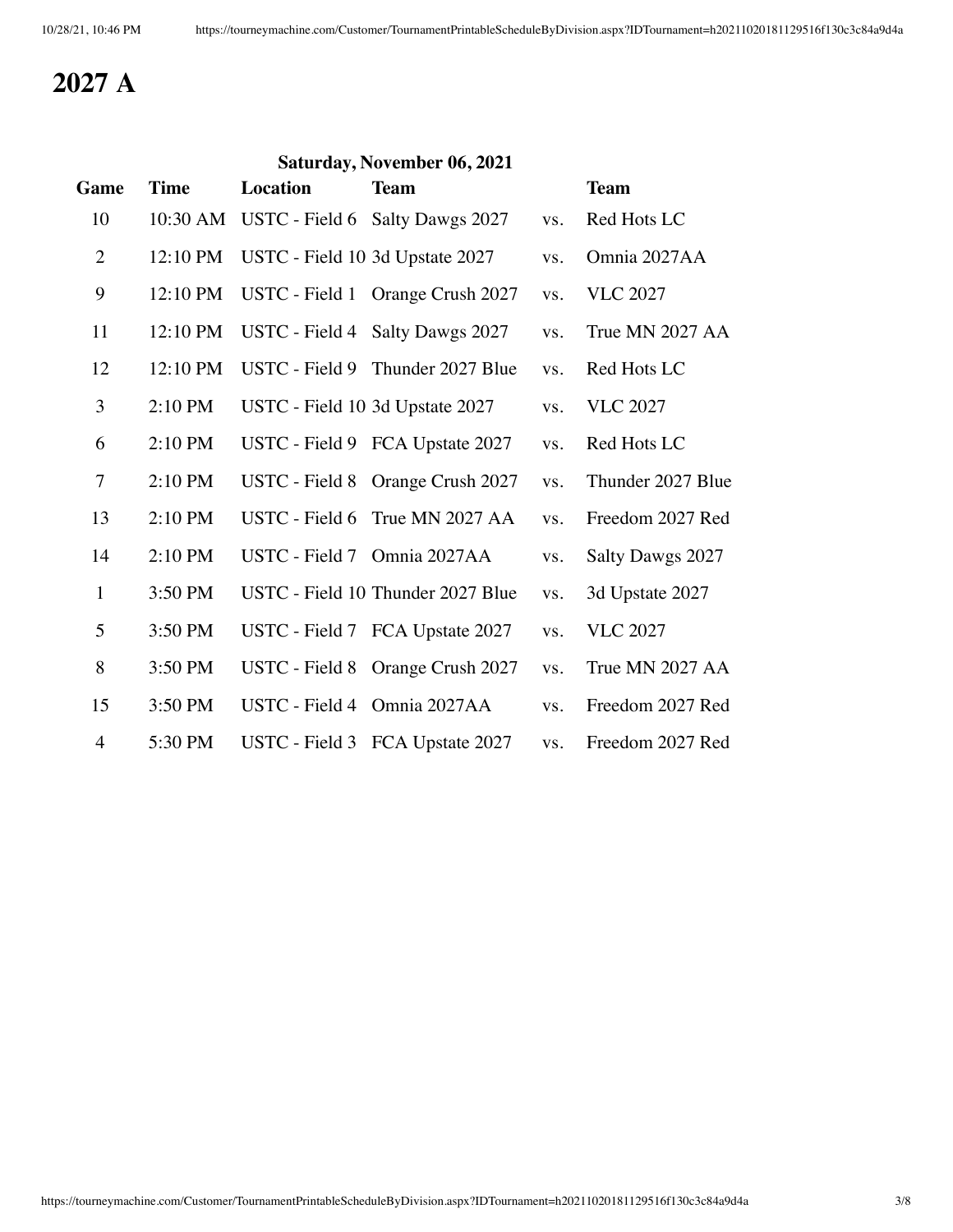# 2027 A

**Saturday, November 06, 2021**

| Game | Time | Location | Team | | Team |
|---|---|---|---|---|---|
| 10 | 10:30 AM | USTC - Field 6 | Salty Dawgs 2027 | vs. | Red Hots LC |
| 2 | 12:10 PM | USTC - Field 10 | 3d Upstate 2027 | vs. | Omnia 2027AA |
| 9 | 12:10 PM | USTC - Field 1 | Orange Crush 2027 | vs. | VLC 2027 |
| 11 | 12:10 PM | USTC - Field 4 | Salty Dawgs 2027 | vs. | True MN 2027 AA |
| 12 | 12:10 PM | USTC - Field 9 | Thunder 2027 Blue | vs. | Red Hots LC |
| 3 | 2:10 PM | USTC - Field 10 | 3d Upstate 2027 | vs. | VLC 2027 |
| 6 | 2:10 PM | USTC - Field 9 | FCA Upstate 2027 | vs. | Red Hots LC |
| 7 | 2:10 PM | USTC - Field 8 | Orange Crush 2027 | vs. | Thunder 2027 Blue |
| 13 | 2:10 PM | USTC - Field 6 | True MN 2027 AA | vs. | Freedom 2027 Red |
| 14 | 2:10 PM | USTC - Field 7 | Omnia 2027AA | vs. | Salty Dawgs 2027 |
| 1 | 3:50 PM | USTC - Field 10 | Thunder 2027 Blue | vs. | 3d Upstate 2027 |
| 5 | 3:50 PM | USTC - Field 7 | FCA Upstate 2027 | vs. | VLC 2027 |
| 8 | 3:50 PM | USTC - Field 8 | Orange Crush 2027 | vs. | True MN 2027 AA |
| 15 | 3:50 PM | USTC - Field 4 | Omnia 2027AA | vs. | Freedom 2027 Red |
| 4 | 5:30 PM | USTC - Field 3 | FCA Upstate 2027 | vs. | Freedom 2027 Red |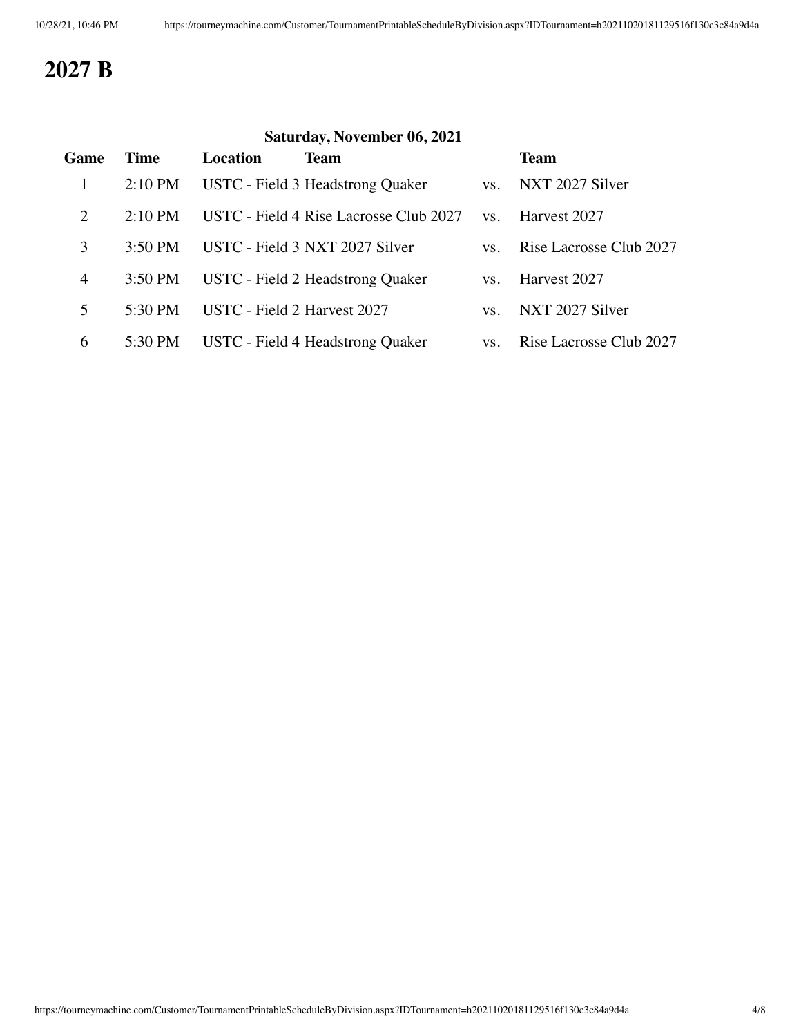# 2027 B

**Saturday, November 06, 2021**

| Game | Time | Location | Team | | Team |
|---|---|---|---|---|---|
| 1 | 2:10 PM | USTC - Field 3 | Headstrong Quaker | vs. | NXT 2027 Silver |
| 2 | 2:10 PM | USTC - Field 4 | Rise Lacrosse Club 2027 | vs. | Harvest 2027 |
| 3 | 3:50 PM | USTC - Field 3 | NXT 2027 Silver | vs. | Rise Lacrosse Club 2027 |
| 4 | 3:50 PM | USTC - Field 2 | Headstrong Quaker | vs. | Harvest 2027 |
| 5 | 5:30 PM | USTC - Field 2 | Harvest 2027 | vs. | NXT 2027 Silver |
| 6 | 5:30 PM | USTC - Field 4 | Headstrong Quaker | vs. | Rise Lacrosse Club 2027 |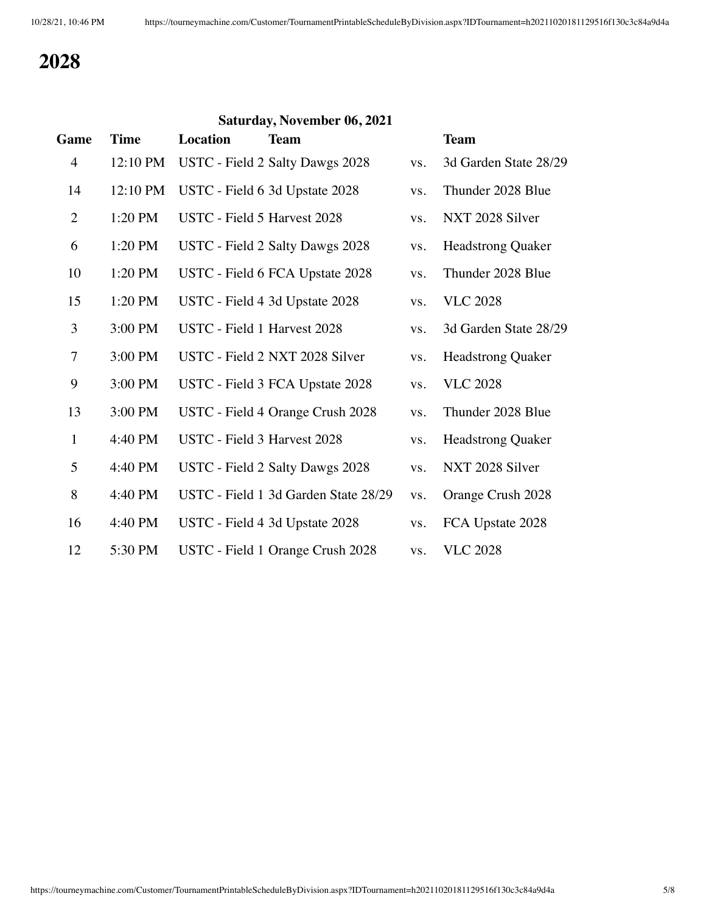# 2028

**Saturday, November 06, 2021**

| Game | Time | Location | Team | | Team |
|---|---|---|---|---|---|
| 4 | 12:10 PM | USTC - Field 2 | Salty Dawgs 2028 | vs. | 3d Garden State 28/29 |
| 14 | 12:10 PM | USTC - Field 6 | 3d Upstate 2028 | vs. | Thunder 2028 Blue |
| 2 | 1:20 PM | USTC - Field 5 | Harvest 2028 | vs. | NXT 2028 Silver |
| 6 | 1:20 PM | USTC - Field 2 | Salty Dawgs 2028 | vs. | Headstrong Quaker |
| 10 | 1:20 PM | USTC - Field 6 | FCA Upstate 2028 | vs. | Thunder 2028 Blue |
| 15 | 1:20 PM | USTC - Field 4 | 3d Upstate 2028 | vs. | VLC 2028 |
| 3 | 3:00 PM | USTC - Field 1 | Harvest 2028 | vs. | 3d Garden State 28/29 |
| 7 | 3:00 PM | USTC - Field 2 | NXT 2028 Silver | vs. | Headstrong Quaker |
| 9 | 3:00 PM | USTC - Field 3 | FCA Upstate 2028 | vs. | VLC 2028 |
| 13 | 3:00 PM | USTC - Field 4 | Orange Crush 2028 | vs. | Thunder 2028 Blue |
| 1 | 4:40 PM | USTC - Field 3 | Harvest 2028 | vs. | Headstrong Quaker |
| 5 | 4:40 PM | USTC - Field 2 | Salty Dawgs 2028 | vs. | NXT 2028 Silver |
| 8 | 4:40 PM | USTC - Field 1 | 3d Garden State 28/29 | vs. | Orange Crush 2028 |
| 16 | 4:40 PM | USTC - Field 4 | 3d Upstate 2028 | vs. | FCA Upstate 2028 |
| 12 | 5:30 PM | USTC - Field 1 | Orange Crush 2028 | vs. | VLC 2028 |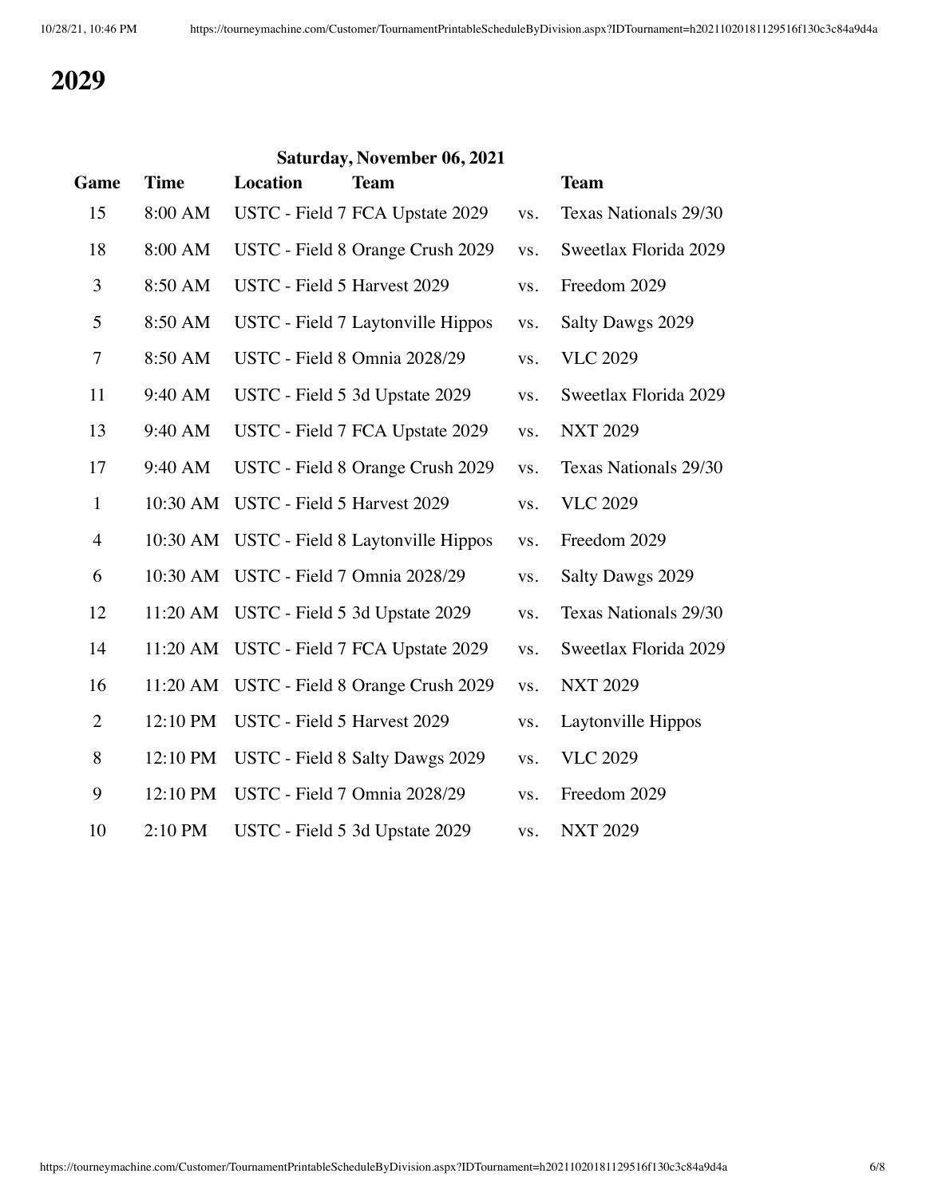# 2029

**Saturday, November 06, 2021**

| Game | Time | Location | Team | | Team |
|---|---|---|---|---|---|
| 15 | 8:00 AM | USTC - Field 7 | FCA Upstate 2029 | vs. | Texas Nationals 29/30 |
| 18 | 8:00 AM | USTC - Field 8 | Orange Crush 2029 | vs. | Sweetlax Florida 2029 |
| 3 | 8:50 AM | USTC - Field 5 | Harvest 2029 | vs. | Freedom 2029 |
| 5 | 8:50 AM | USTC - Field 7 | Laytonville Hippos | vs. | Salty Dawgs 2029 |
| 7 | 8:50 AM | USTC - Field 8 | Omnia 2028/29 | vs. | VLC 2029 |
| 11 | 9:40 AM | USTC - Field 5 | 3d Upstate 2029 | vs. | Sweetlax Florida 2029 |
| 13 | 9:40 AM | USTC - Field 7 | FCA Upstate 2029 | vs. | NXT 2029 |
| 17 | 9:40 AM | USTC - Field 8 | Orange Crush 2029 | vs. | Texas Nationals 29/30 |
| 1 | 10:30 AM | USTC - Field 5 | Harvest 2029 | vs. | VLC 2029 |
| 4 | 10:30 AM | USTC - Field 8 | Laytonville Hippos | vs. | Freedom 2029 |
| 6 | 10:30 AM | USTC - Field 7 | Omnia 2028/29 | vs. | Salty Dawgs 2029 |
| 12 | 11:20 AM | USTC - Field 5 | 3d Upstate 2029 | vs. | Texas Nationals 29/30 |
| 14 | 11:20 AM | USTC - Field 7 | FCA Upstate 2029 | vs. | Sweetlax Florida 2029 |
| 16 | 11:20 AM | USTC - Field 8 | Orange Crush 2029 | vs. | NXT 2029 |
| 2 | 12:10 PM | USTC - Field 5 | Harvest 2029 | vs. | Laytonville Hippos |
| 8 | 12:10 PM | USTC - Field 8 | Salty Dawgs 2029 | vs. | VLC 2029 |
| 9 | 12:10 PM | USTC - Field 7 | Omnia 2028/29 | vs. | Freedom 2029 |
| 10 | 2:10 PM | USTC - Field 5 | 3d Upstate 2029 | vs. | NXT 2029 |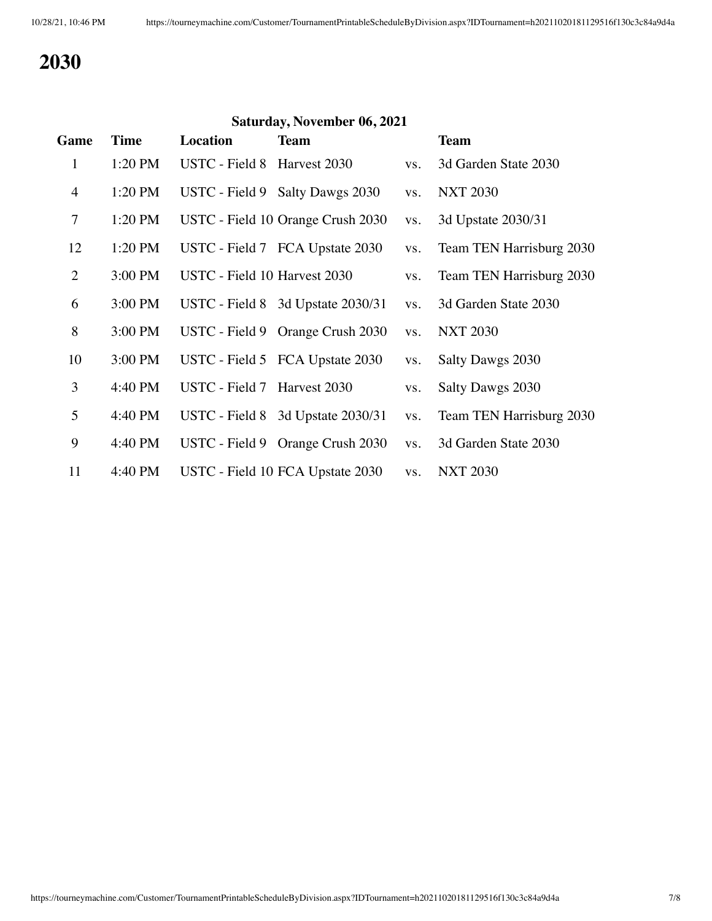# 2030

| Saturday, November 06, 2021 | | | | | |
|---|---|---|---|---|---|
| **Game** | **Time** | **Location** | **Team** | | **Team** |
| 1 | 1:20 PM | USTC - Field 8 | Harvest 2030 | vs. | 3d Garden State 2030 |
| 4 | 1:20 PM | USTC - Field 9 | Salty Dawgs 2030 | vs. | NXT 2030 |
| 7 | 1:20 PM | USTC - Field 10 | Orange Crush 2030 | vs. | 3d Upstate 2030/31 |
| 12 | 1:20 PM | USTC - Field 7 | FCA Upstate 2030 | vs. | Team TEN Harrisburg 2030 |
| 2 | 3:00 PM | USTC - Field 10 | Harvest 2030 | vs. | Team TEN Harrisburg 2030 |
| 6 | 3:00 PM | USTC - Field 8 | 3d Upstate 2030/31 | vs. | 3d Garden State 2030 |
| 8 | 3:00 PM | USTC - Field 9 | Orange Crush 2030 | vs. | NXT 2030 |
| 10 | 3:00 PM | USTC - Field 5 | FCA Upstate 2030 | vs. | Salty Dawgs 2030 |
| 3 | 4:40 PM | USTC - Field 7 | Harvest 2030 | vs. | Salty Dawgs 2030 |
| 5 | 4:40 PM | USTC - Field 8 | 3d Upstate 2030/31 | vs. | Team TEN Harrisburg 2030 |
| 9 | 4:40 PM | USTC - Field 9 | Orange Crush 2030 | vs. | 3d Garden State 2030 |
| 11 | 4:40 PM | USTC - Field 10 | FCA Upstate 2030 | vs. | NXT 2030 |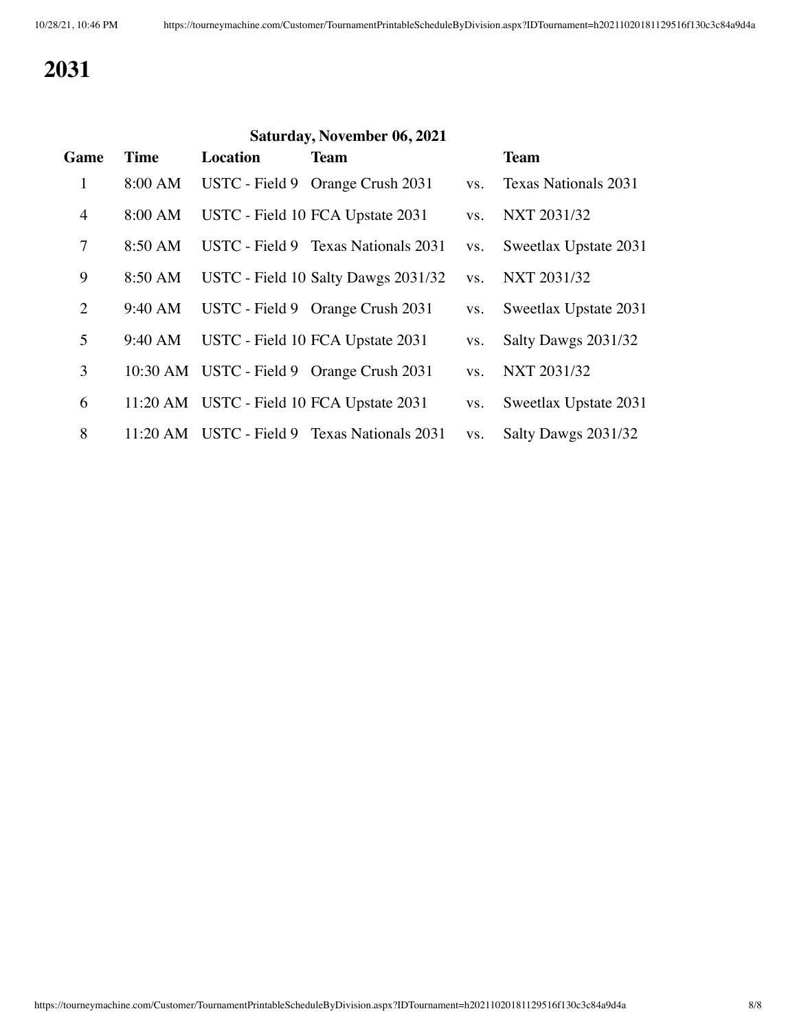# 2031

**Saturday, November 06, 2021**

| Game | Time | Location | Team | | Team |
|---|---|---|---|---|---|
| 1 | 8:00 AM | USTC - Field 9 | Orange Crush 2031 | vs. | Texas Nationals 2031 |
| 4 | 8:00 AM | USTC - Field 10 | FCA Upstate 2031 | vs. | NXT 2031/32 |
| 7 | 8:50 AM | USTC - Field 9 | Texas Nationals 2031 | vs. | Sweetlax Upstate 2031 |
| 9 | 8:50 AM | USTC - Field 10 | Salty Dawgs 2031/32 | vs. | NXT 2031/32 |
| 2 | 9:40 AM | USTC - Field 9 | Orange Crush 2031 | vs. | Sweetlax Upstate 2031 |
| 5 | 9:40 AM | USTC - Field 10 | FCA Upstate 2031 | vs. | Salty Dawgs 2031/32 |
| 3 | 10:30 AM | USTC - Field 9 | Orange Crush 2031 | vs. | NXT 2031/32 |
| 6 | 11:20 AM | USTC - Field 10 | FCA Upstate 2031 | vs. | Sweetlax Upstate 2031 |
| 8 | 11:20 AM | USTC - Field 9 | Texas Nationals 2031 | vs. | Salty Dawgs 2031/32 |